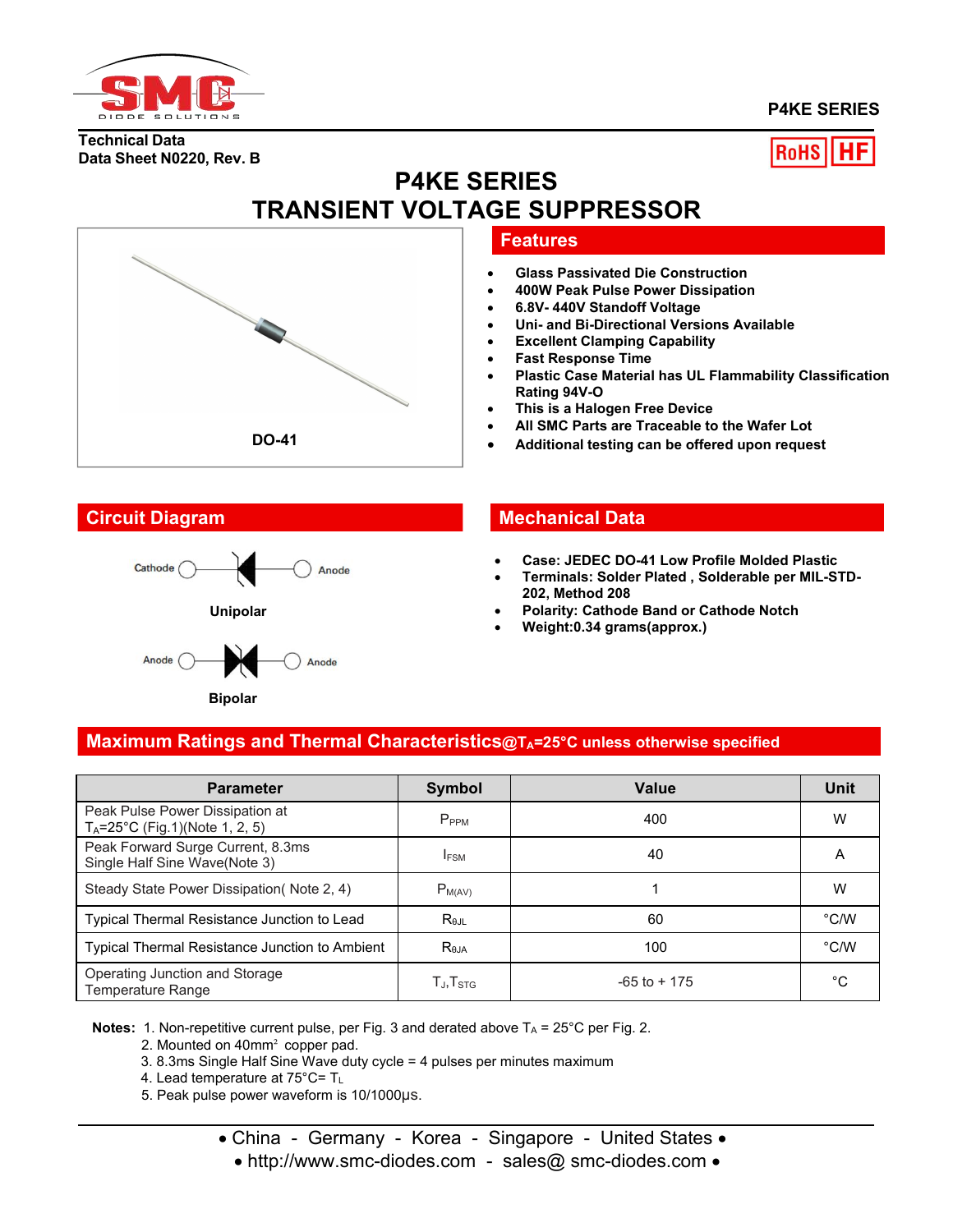P4KE SERIES

**Technical Data**
**Data Sheet N0220, Rev. B**

RoHS HF

# P4KE SERIES
# TRANSIENT VOLTAGE SUPPRESSOR

DO-41

## Features

- Glass Passivated Die Construction
- 400W Peak Pulse Power Dissipation
- 6.8V- 440V Standoff Voltage
- Uni- and Bi-Directional Versions Available
- Excellent Clamping Capability
- Fast Response Time
- Plastic Case Material has UL Flammability Classification Rating 94V-O
- This is a Halogen Free Device
- All SMC Parts are Traceable to the Wafer Lot
- Additional testing can be offered upon request

## Circuit Diagram

Cathode — Anode

Unipolar

Anode — Anode

Bipolar

## Mechanical Data

- Case: JEDEC DO-41 Low Profile Molded Plastic
- Terminals: Solder Plated , Solderable per MIL-STD-202, Method 208
- Polarity: Cathode Band or Cathode Notch
- Weight:0.34 grams(approx.)

## Maximum Ratings and Thermal Characteristics@$T_A$=25°C unless otherwise specified

| Parameter | Symbol | Value | Unit |
|---|---|---|---|
| Peak Pulse Power Dissipation at $T_A$=25°C (Fig.1)(Note 1, 2, 5) | $P_{PPM}$ | 400 | W |
| Peak Forward Surge Current, 8.3ms Single Half Sine Wave(Note 3) | $I_{FSM}$ | 40 | A |
| Steady State Power Dissipation( Note 2, 4) | $P_{M(AV)}$ | 1 | W |
| Typical Thermal Resistance Junction to Lead | $R_{\theta JL}$ | 60 | °C/W |
| Typical Thermal Resistance Junction to Ambient | $R_{\theta JA}$ | 100 | °C/W |
| Operating Junction and Storage Temperature Range | $T_J$,$T_{STG}$ | -65 to + 175 | °C |

**Notes:** 1. Non-repetitive current pulse, per Fig. 3 and derated above $T_A$ = 25°C per Fig. 2.
2. Mounted on 40mm² copper pad.
3. 8.3ms Single Half Sine Wave duty cycle = 4 pulses per minutes maximum
4. Lead temperature at 75°C= $T_L$
5. Peak pulse power waveform is 10/1000μs.

• China - Germany - Korea - Singapore - United States •
• http://www.smc-diodes.com - sales@ smc-diodes.com •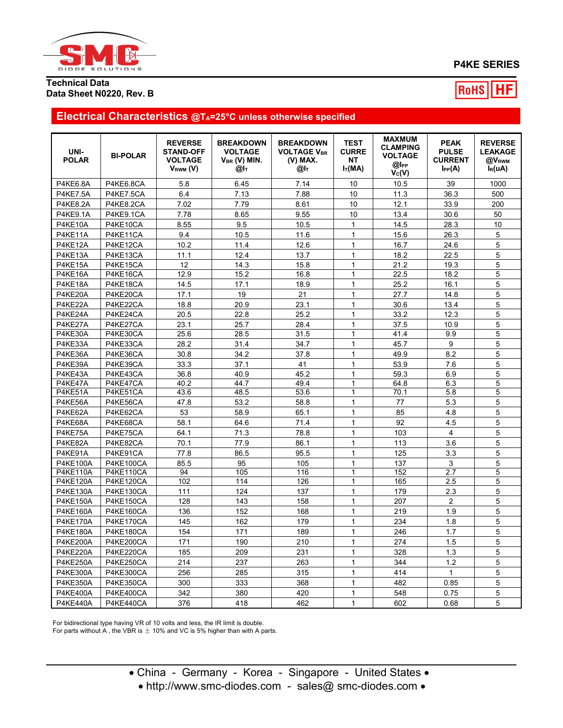# P4KE SERIES

**Technical Data**
**Data Sheet N0220, Rev. B**

## Electrical Characteristics @$T_A$=25°C unless otherwise specified

| UNI-POLAR | BI-POLAR | REVERSE STAND-OFF VOLTAGE $V_{RWM}$ (V) | BREAKDOWN VOLTAGE $V_{BR}$ (V) MIN. @$I_T$ | BREAKDOWN VOLTAGE $V_{BR}$ (V) MAX. @$I_T$ | TEST CURRENT $I_T$(MA) | MAXMUM CLAMPING VOLTAGE @$I_{PP}$ $V_C$(V) | PEAK PULSE CURRENT $I_{PP}$(A) | REVERSE LEAKAGE @$V_{RWM}$ $I_R$(uA) |
|---|---|---|---|---|---|---|---|---|
| P4KE6.8A | P4KE6.8CA | 5.8 | 6.45 | 7.14 | 10 | 10.5 | 39 | 1000 |
| P4KE7.5A | P4KE7.5CA | 6.4 | 7.13 | 7.88 | 10 | 11.3 | 36.3 | 500 |
| P4KE8.2A | P4KE8.2CA | 7.02 | 7.79 | 8.61 | 10 | 12.1 | 33.9 | 200 |
| P4KE9.1A | P4KE9.1CA | 7.78 | 8.65 | 9.55 | 10 | 13.4 | 30.6 | 50 |
| P4KE10A | P4KE10CA | 8.55 | 9.5 | 10.5 | 1 | 14.5 | 28.3 | 10 |
| P4KE11A | P4KE11CA | 9.4 | 10.5 | 11.6 | 1 | 15.6 | 26.3 | 5 |
| P4KE12A | P4KE12CA | 10.2 | 11.4 | 12.6 | 1 | 16.7 | 24.6 | 5 |
| P4KE13A | P4KE13CA | 11.1 | 12.4 | 13.7 | 1 | 18.2 | 22.5 | 5 |
| P4KE15A | P4KE15CA | 12 | 14.3 | 15.8 | 1 | 21.2 | 19.3 | 5 |
| P4KE16A | P4KE16CA | 12.9 | 15.2 | 16.8 | 1 | 22.5 | 18.2 | 5 |
| P4KE18A | P4KE18CA | 14.5 | 17.1 | 18.9 | 1 | 25.2 | 16.1 | 5 |
| P4KE20A | P4KE20CA | 17.1 | 19 | 21 | 1 | 27.7 | 14.8 | 5 |
| P4KE22A | P4KE22CA | 18.8 | 20.9 | 23.1 | 1 | 30.6 | 13.4 | 5 |
| P4KE24A | P4KE24CA | 20.5 | 22.8 | 25.2 | 1 | 33.2 | 12.3 | 5 |
| P4KE27A | P4KE27CA | 23.1 | 25.7 | 28.4 | 1 | 37.5 | 10.9 | 5 |
| P4KE30A | P4KE30CA | 25.6 | 28.5 | 31.5 | 1 | 41.4 | 9.9 | 5 |
| P4KE33A | P4KE33CA | 28.2 | 31.4 | 34.7 | 1 | 45.7 | 9 | 5 |
| P4KE36A | P4KE36CA | 30.8 | 34.2 | 37.8 | 1 | 49.9 | 8.2 | 5 |
| P4KE39A | P4KE39CA | 33.3 | 37.1 | 41 | 1 | 53.9 | 7.6 | 5 |
| P4KE43A | P4KE43CA | 36.8 | 40.9 | 45.2 | 1 | 59.3 | 6.9 | 5 |
| P4KE47A | P4KE47CA | 40.2 | 44.7 | 49.4 | 1 | 64.8 | 6.3 | 5 |
| P4KE51A | P4KE51CA | 43.6 | 48.5 | 53.6 | 1 | 70.1 | 5.8 | 5 |
| P4KE56A | P4KE56CA | 47.8 | 53.2 | 58.8 | 1 | 77 | 5.3 | 5 |
| P4KE62A | P4KE62CA | 53 | 58.9 | 65.1 | 1 | 85 | 4.8 | 5 |
| P4KE68A | P4KE68CA | 58.1 | 64.6 | 71.4 | 1 | 92 | 4.5 | 5 |
| P4KE75A | P4KE75CA | 64.1 | 71.3 | 78.8 | 1 | 103 | 4 | 5 |
| P4KE82A | P4KE82CA | 70.1 | 77.9 | 86.1 | 1 | 113 | 3.6 | 5 |
| P4KE91A | P4KE91CA | 77.8 | 86.5 | 95.5 | 1 | 125 | 3.3 | 5 |
| P4KE100A | P4KE100CA | 85.5 | 95 | 105 | 1 | 137 | 3 | 5 |
| P4KE110A | P4KE110CA | 94 | 105 | 116 | 1 | 152 | 2.7 | 5 |
| P4KE120A | P4KE120CA | 102 | 114 | 126 | 1 | 165 | 2.5 | 5 |
| P4KE130A | P4KE130CA | 111 | 124 | 137 | 1 | 179 | 2.3 | 5 |
| P4KE150A | P4KE150CA | 128 | 143 | 158 | 1 | 207 | 2 | 5 |
| P4KE160A | P4KE160CA | 136 | 152 | 168 | 1 | 219 | 1.9 | 5 |
| P4KE170A | P4KE170CA | 145 | 162 | 179 | 1 | 234 | 1.8 | 5 |
| P4KE180A | P4KE180CA | 154 | 171 | 189 | 1 | 246 | 1.7 | 5 |
| P4KE200A | P4KE200CA | 171 | 190 | 210 | 1 | 274 | 1.5 | 5 |
| P4KE220A | P4KE220CA | 185 | 209 | 231 | 1 | 328 | 1.3 | 5 |
| P4KE250A | P4KE250CA | 214 | 237 | 263 | 1 | 344 | 1.2 | 5 |
| P4KE300A | P4KE300CA | 256 | 285 | 315 | 1 | 414 | 1 | 5 |
| P4KE350A | P4KE350CA | 300 | 333 | 368 | 1 | 482 | 0.85 | 5 |
| P4KE400A | P4KE400CA | 342 | 380 | 420 | 1 | 548 | 0.75 | 5 |
| P4KE440A | P4KE440CA | 376 | 418 | 462 | 1 | 602 | 0.68 | 5 |

For bidirectional type having VR of 10 volts and less, the IR limit is double.
For parts without A , the VBR is ± 10% and VC is 5% higher than with A parts.

• China - Germany - Korea - Singapore - United States •
• http://www.smc-diodes.com - sales@ smc-diodes.com •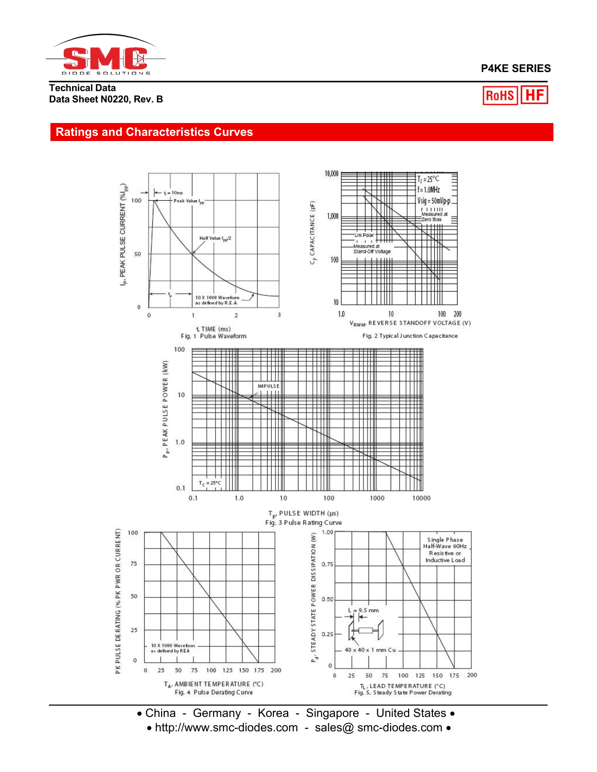Technical Data
Data Sheet N0220, Rev. B

P4KE SERIES

## Ratings and Characteristics Curves

$t_r$ = 10ms

Peak Value $I_{pp}$

Half Value $I_{pp}/2$

$t_p$

10 X 1000 Waveform as defined by R.E.A.

$I_p$, PEAK PULSE CURRENT (% $I_{pp}$)

t, TIME (ms)

Fig. 1 Pulse Waveform

$T_J$ = 25°C
f = 1.0MHz
Vsig = 50mVp-p

Measured at Zero Bias

Uni Polar

Measured at Stand-Off Voltage

$C_J$, CAPACITANCE (pF)

$V_{RWM}$, REVERSE STANDOFF VOLTAGE (V)

Fig. 2 Typical Junction Capacitance

IMPULSE

$T_C$ = 25°C

$P_p$, PEAK PULSE POWER (kW)

$T_p$, PULSE WIDTH (μs)

Fig. 3 Pulse Rating Curve

10 X 1000 Waveform as defined by REA

PK PULSE DERATING (% PK PWR OR CURRENT)

$T_A$, AMBIENT TEMPERATURE (°C)

Fig. 4 Pulse Derating Curve

Single Phase Half-Wave 60Hz Resistive or Inductive Load

L = 9.5 mm

40 x 40 x 1 mm Cu

$P_d$, STEADY STATE POWER DISSIPATION (W)

$T_L$, LEAD TEMPERATURE (°C)

Fig. 5, Steady State Power Derating

• China - Germany - Korea - Singapore - United States •
• http://www.smc-diodes.com - sales@ smc-diodes.com •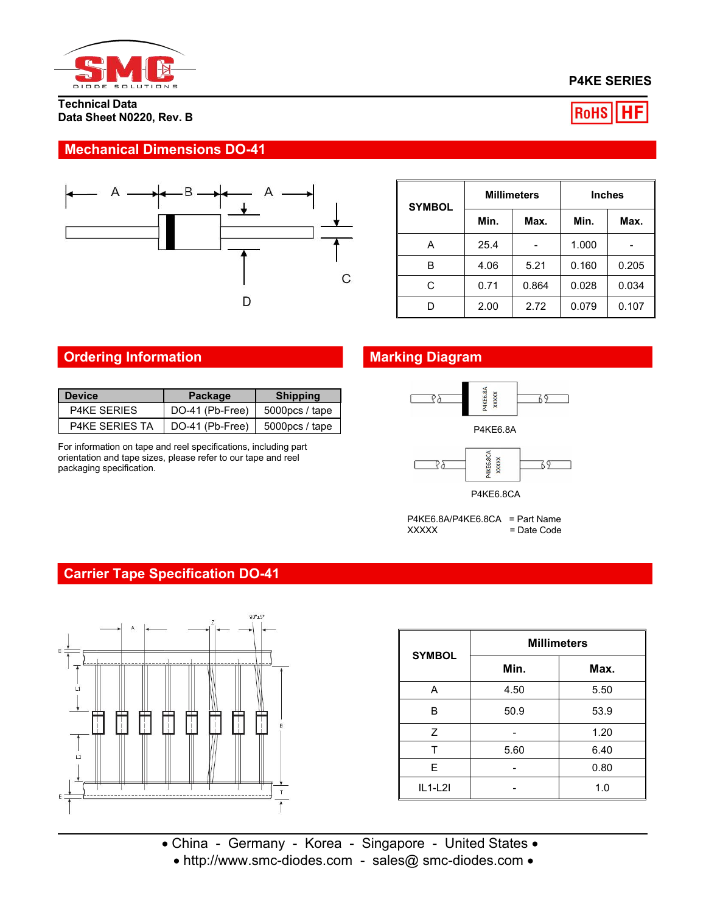P4KE SERIES

RoHS HF

**Technical Data**
**Data Sheet N0220, Rev. B**

## Mechanical Dimensions DO-41

| SYMBOL | Millimeters | | Inches | |
|---|---|---|---|---|
| | Min. | Max. | Min. | Max. |
| A | 25.4 | - | 1.000 | - |
| B | 4.06 | 5.21 | 0.160 | 0.205 |
| C | 0.71 | 0.864 | 0.028 | 0.034 |
| D | 2.00 | 2.72 | 0.079 | 0.107 |

## Ordering Information

| Device | Package | Shipping |
|---|---|---|
| P4KE SERIES | DO-41 (Pb-Free) | 5000pcs / tape |
| P4KE SERIES TA | DO-41 (Pb-Free) | 5000pcs / tape |

For information on tape and reel specifications, including part orientation and tape sizes, please refer to our tape and reel packaging specification.

## Marking Diagram

P4KE6.8A

P4KE6.8CA

P4KE6.8A/P4KE6.8CA = Part Name
XXXXX = Date Code

## Carrier Tape Specification DO-41

| SYMBOL | Millimeters | |
|---|---|---|
| | Min. | Max. |
| A | 4.50 | 5.50 |
| B | 50.9 | 53.9 |
| Z | - | 1.20 |
| T | 5.60 | 6.40 |
| E | - | 0.80 |
| IL1-L2I | - | 1.0 |

• China - Germany - Korea - Singapore - United States •
• http://www.smc-diodes.com - sales@ smc-diodes.com •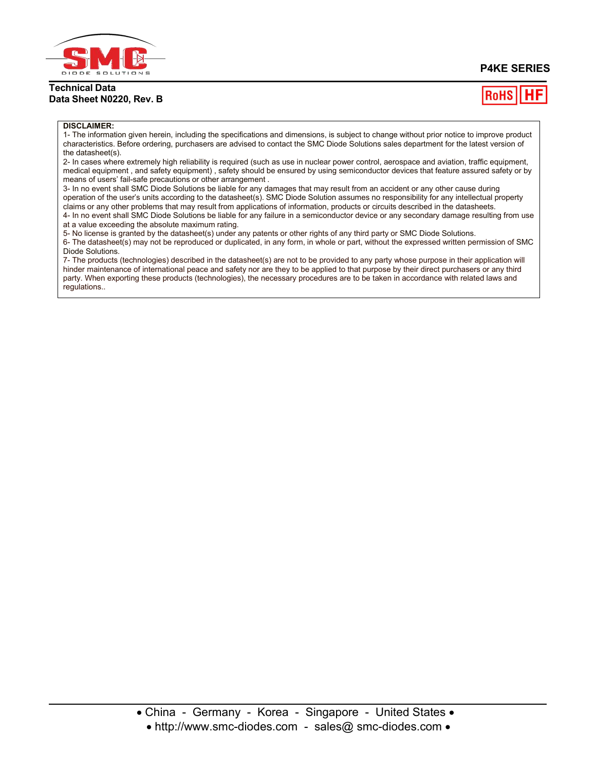**Technical Data**
**Data Sheet N0220, Rev. B**

**DISCLAIMER:**

1- The information given herein, including the specifications and dimensions, is subject to change without prior notice to improve product characteristics. Before ordering, purchasers are advised to contact the SMC Diode Solutions sales department for the latest version of the datasheet(s).

2- In cases where extremely high reliability is required (such as use in nuclear power control, aerospace and aviation, traffic equipment, medical equipment , and safety equipment) , safety should be ensured by using semiconductor devices that feature assured safety or by means of users' fail-safe precautions or other arrangement .

3- In no event shall SMC Diode Solutions be liable for any damages that may result from an accident or any other cause during operation of the user's units according to the datasheet(s). SMC Diode Solution assumes no responsibility for any intellectual property claims or any other problems that may result from applications of information, products or circuits described in the datasheets.

4- In no event shall SMC Diode Solutions be liable for any failure in a semiconductor device or any secondary damage resulting from use at a value exceeding the absolute maximum rating.

5- No license is granted by the datasheet(s) under any patents or other rights of any third party or SMC Diode Solutions.

6- The datasheet(s) may not be reproduced or duplicated, in any form, in whole or part, without the expressed written permission of SMC Diode Solutions.

7- The products (technologies) described in the datasheet(s) are not to be provided to any party whose purpose in their application will hinder maintenance of international peace and safety nor are they to be applied to that purpose by their direct purchasers or any third party. When exporting these products (technologies), the necessary procedures are to be taken in accordance with related laws and regulations..